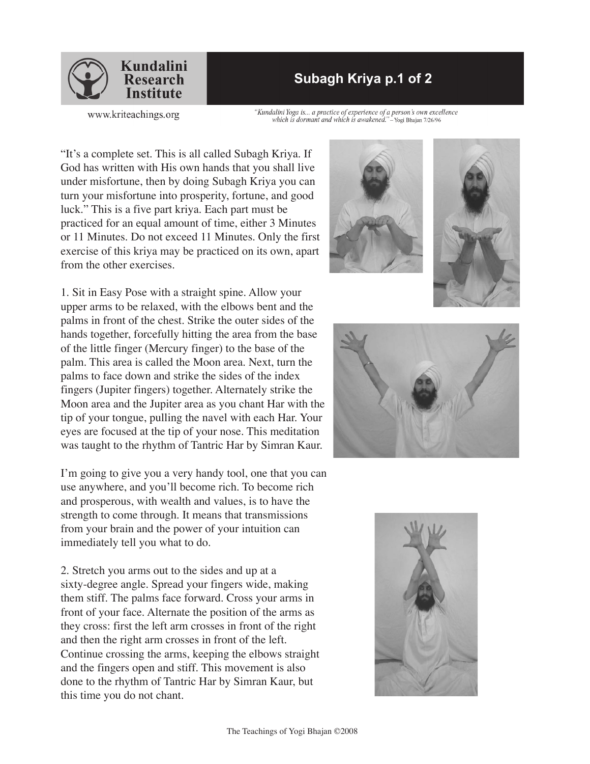# Subagh Kriya

“It’s a complete set. This is all called Subagh Kriya. If God has written with His own hands that you shall live under misfortune, then by doing Subagh Kriya you can turn your misfortune into prosperity, fortune, and good luck.” This is a five part kriya. Each part must be practiced for an equal amount of time, either 3 Minutes or 11 Minutes. Do not exceed 11 Minutes. Only the first exercise of this kriya may be practiced on its own, apart from the other exercises.

1. Sit in Easy Pose with a straight spine. Allow your upper arms to be relaxed, with the elbows bent and the palms in front of the chest. Strike the outer sides of the hands together, forcefully hitting the area from the base of the little finger (Mercury finger) to the base of the palm. This area is called the Moon area. Next, turn the palms to face down and strike the sides of the index fingers (Jupiter fingers) together. Alternately strike the Moon area and the Jupiter area as you chant Har with the tip of your tongue, pulling the navel with each Har. Your eyes are focused at the tip of your nose. This meditation was taught to the rhythm of Tantric Har by Simran Kaur.

I’m going to give you a very handy tool, one that you can use anywhere, and you’ll become rich. To become rich and prosperous, with wealth and values, is to have the strength to come through. It means that transmissions from your brain and the power of your intuition can immediately tell you what to do.

2. Stretch you arms out to the sides and up at a sixty-degree angle. Spread your fingers wide, making them stiff. The palms face forward. Cross your arms in front of your face. Alternate the position of the arms as they cross: first the left arm crosses in front of the right and then the right arm crosses in front of the left. Continue crossing the arms, keeping the elbows straight and the fingers open and stiff. This movement is also done to the rhythm of Tantric Har by Simran Kaur, but this time you do not chant.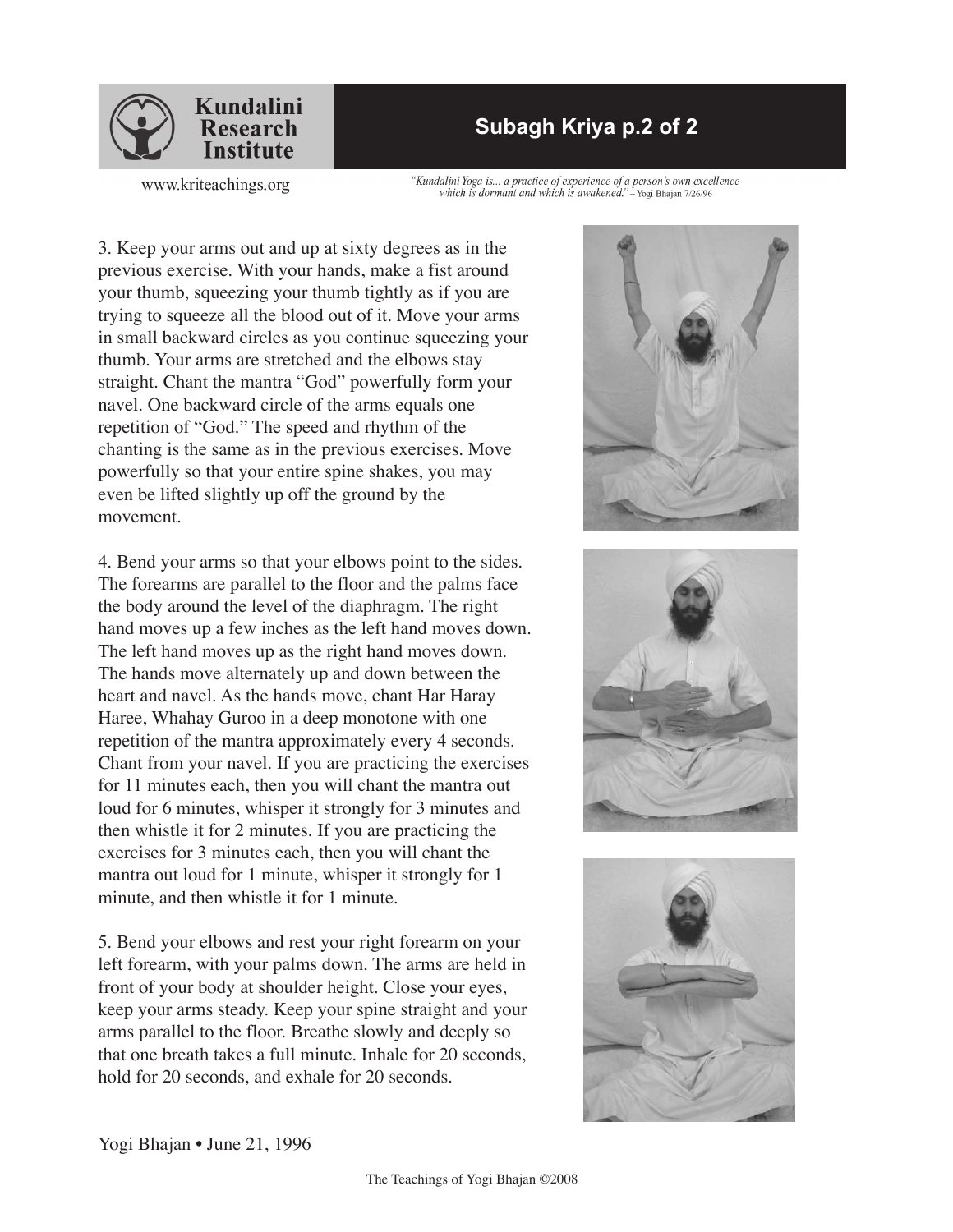# Subagh Kriya p.2 of 2

www.kriteachings.org

*"Kundalini Yoga is... a practice of experience of a person's own excellence which is dormant and which is awakened."* – Yogi Bhajan 7/26/96

3. Keep your arms out and up at sixty degrees as in the previous exercise. With your hands, make a fist around your thumb, squeezing your thumb tightly as if you are trying to squeeze all the blood out of it. Move your arms in small backward circles as you continue squeezing your thumb. Your arms are stretched and the elbows stay straight. Chant the mantra "God" powerfully form your navel. One backward circle of the arms equals one repetition of "God." The speed and rhythm of the chanting is the same as in the previous exercises. Move powerfully so that your entire spine shakes, you may even be lifted slightly up off the ground by the movement.

4. Bend your arms so that your elbows point to the sides. The forearms are parallel to the floor and the palms face the body around the level of the diaphragm. The right hand moves up a few inches as the left hand moves down. The left hand moves up as the right hand moves down. The hands move alternately up and down between the heart and navel. As the hands move, chant Har Haray Haree, Whahay Guroo in a deep monotone with one repetition of the mantra approximately every 4 seconds. Chant from your navel. If you are practicing the exercises for 11 minutes each, then you will chant the mantra out loud for 6 minutes, whisper it strongly for 3 minutes and then whistle it for 2 minutes. If you are practicing the exercises for 3 minutes each, then you will chant the mantra out loud for 1 minute, whisper it strongly for 1 minute, and then whistle it for 1 minute.

5. Bend your elbows and rest your right forearm on your left forearm, with your palms down. The arms are held in front of your body at shoulder height. Close your eyes, keep your arms steady. Keep your spine straight and your arms parallel to the floor. Breathe slowly and deeply so that one breath takes a full minute. Inhale for 20 seconds, hold for 20 seconds, and exhale for 20 seconds.

Yogi Bhajan • June 21, 1996

The Teachings of Yogi Bhajan ©2008